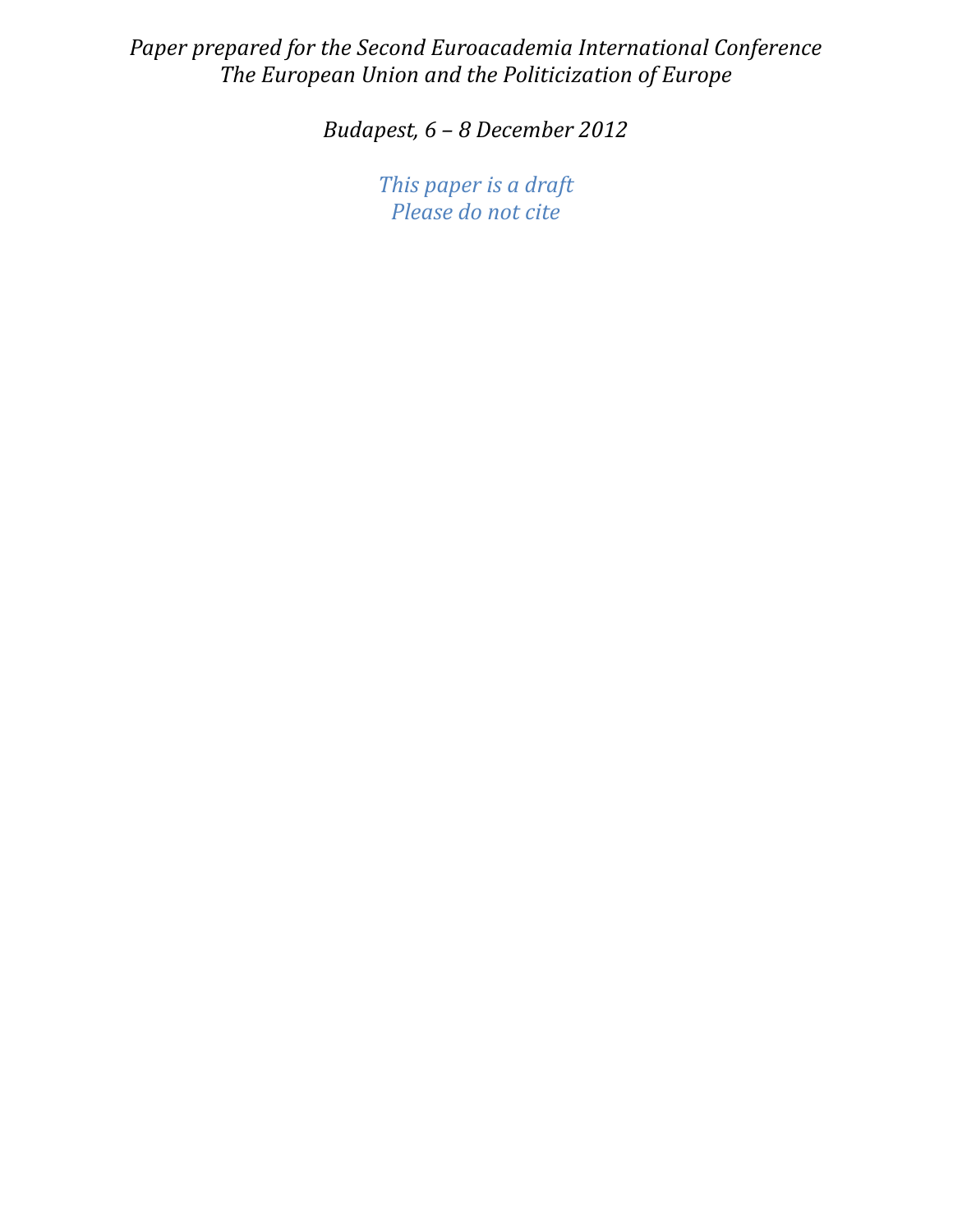*Paper prepared for the Second Euroacademia International Conference*
*The European Union and the Politicization of Europe*

*Budapest, 6 – 8 December 2012*

*This paper is a draft*
*Please do not cite*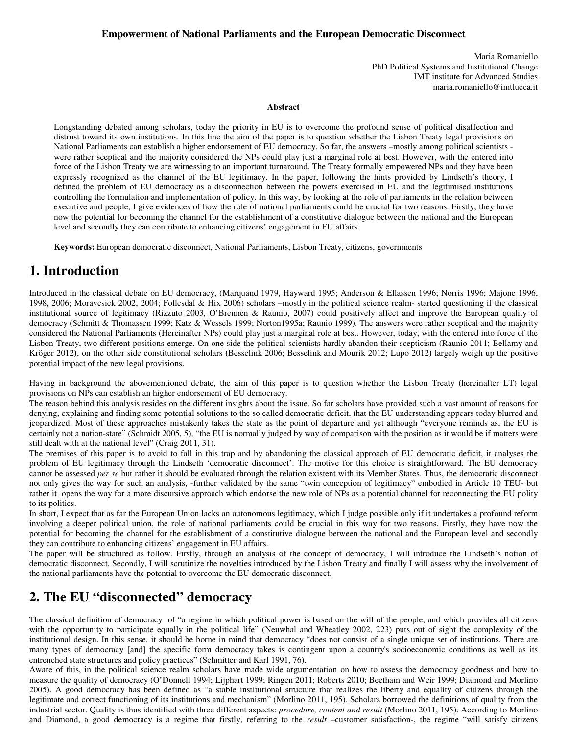**Empowerment of National Parliaments and the European Democratic Disconnect**

Maria Romaniello
PhD Political Systems and Institutional Change
IMT institute for Advanced Studies
maria.romaniello@imtlucca.it

**Abstract**

Longstanding debated among scholars, today the priority in EU is to overcome the profound sense of political disaffection and distrust toward its own institutions. In this line the aim of the paper is to question whether the Lisbon Treaty legal provisions on National Parliaments can establish a higher endorsement of EU democracy. So far, the answers –mostly among political scientists - were rather sceptical and the majority considered the NPs could play just a marginal role at best. However, with the entered into force of the Lisbon Treaty we are witnessing to an important turnaround. The Treaty formally empowered NPs and they have been expressly recognized as the channel of the EU legitimacy. In the paper, following the hints provided by Lindseth's theory, I defined the problem of EU democracy as a disconnection between the powers exercised in EU and the legitimised institutions controlling the formulation and implementation of policy. In this way, by looking at the role of parliaments in the relation between executive and people, I give evidences of how the role of national parliaments could be crucial for two reasons. Firstly, they have now the potential for becoming the channel for the establishment of a constitutive dialogue between the national and the European level and secondly they can contribute to enhancing citizens' engagement in EU affairs.

**Keywords:** European democratic disconnect, National Parliaments, Lisbon Treaty, citizens, governments

# 1. Introduction

Introduced in the classical debate on EU democracy, (Marquand 1979, Hayward 1995; Anderson & Ellassen 1996; Norris 1996; Majone 1996, 1998, 2006; Moravcsick 2002, 2004; Follesdal & Hix 2006) scholars –mostly in the political science realm- started questioning if the classical institutional source of legitimacy (Rizzuto 2003, O'Brennen & Raunio, 2007) could positively affect and improve the European quality of democracy (Schmitt & Thomassen 1999; Katz & Wessels 1999; Norton1995a; Raunio 1999). The answers were rather sceptical and the majority considered the National Parliaments (Hereinafter NPs) could play just a marginal role at best. However, today, with the entered into force of the Lisbon Treaty, two different positions emerge. On one side the political scientists hardly abandon their scepticism (Raunio 2011; Bellamy and Kröger 2012), on the other side constitutional scholars (Besselink 2006; Besselink and Mourik 2012; Lupo 2012) largely weigh up the positive potential impact of the new legal provisions.

Having in background the abovementioned debate, the aim of this paper is to question whether the Lisbon Treaty (hereinafter LT) legal provisions on NPs can establish an higher endorsement of EU democracy.
The reason behind this analysis resides on the different insights about the issue. So far scholars have provided such a vast amount of reasons for denying, explaining and finding some potential solutions to the so called democratic deficit, that the EU understanding appears today blurred and jeopardized. Most of these approaches mistakenly takes the state as the point of departure and yet although "everyone reminds as, the EU is certainly not a nation-state" (Schmidt 2005, 5), "the EU is normally judged by way of comparison with the position as it would be if matters were still dealt with at the national level" (Craig 2011, 31).
The premises of this paper is to avoid to fall in this trap and by abandoning the classical approach of EU democratic deficit, it analyses the problem of EU legitimacy through the Lindseth 'democratic disconnect'. The motive for this choice is straightforward. The EU democracy cannot be assessed *per se* but rather it should be evaluated through the relation existent with its Member States. Thus, the democratic disconnect not only gives the way for such an analysis, -further validated by the same "twin conception of legitimacy" embodied in Article 10 TEU- but rather it opens the way for a more discursive approach which endorse the new role of NPs as a potential channel for reconnecting the EU polity to its politics.
In short, I expect that as far the European Union lacks an autonomous legitimacy, which I judge possible only if it undertakes a profound reform involving a deeper political union, the role of national parliaments could be crucial in this way for two reasons. Firstly, they have now the potential for becoming the channel for the establishment of a constitutive dialogue between the national and the European level and secondly they can contribute to enhancing citizens' engagement in EU affairs.
The paper will be structured as follow. Firstly, through an analysis of the concept of democracy, I will introduce the Lindseth's notion of democratic disconnect. Secondly, I will scrutinize the novelties introduced by the Lisbon Treaty and finally I will assess why the involvement of the national parliaments have the potential to overcome the EU democratic disconnect.

# 2. The EU "disconnected" democracy

The classical definition of democracy of "a regime in which political power is based on the will of the people, and which provides all citizens with the opportunity to participate equally in the political life" (Neuwhal and Wheatley 2002, 223) puts out of sight the complexity of the institutional design. In this sense, it should be borne in mind that democracy "does not consist of a single unique set of institutions. There are many types of democracy [and] the specific form democracy takes is contingent upon a country's socioeconomic conditions as well as its entrenched state structures and policy practices" (Schmitter and Karl 1991, 76).
Aware of this, in the political science realm scholars have made wide argumentation on how to assess the democracy goodness and how to measure the quality of democracy (O'Donnell 1994; Lijphart 1999; Ringen 2011; Roberts 2010; Beetham and Weir 1999; Diamond and Morlino 2005). A good democracy has been defined as "a stable institutional structure that realizes the liberty and equality of citizens through the legitimate and correct functioning of its institutions and mechanism" (Morlino 2011, 195). Scholars borrowed the definitions of quality from the industrial sector. Quality is thus identified with three different aspects: *procedure, content and result* (Morlino 2011, 195). According to Morlino and Diamond, a good democracy is a regime that firstly, referring to the *result* –customer satisfaction-, the regime "will satisfy citizens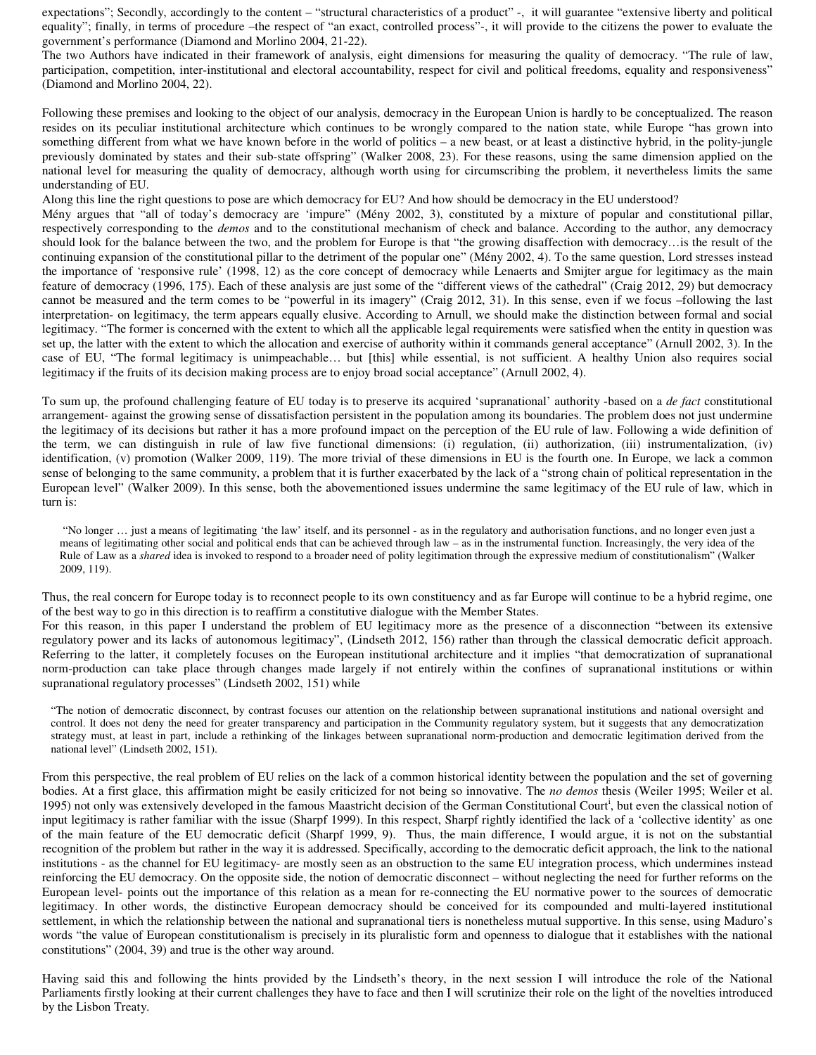expectations"; Secondly, accordingly to the content – "structural characteristics of a product" -, it will guarantee "extensive liberty and political equality"; finally, in terms of procedure –the respect of "an exact, controlled process"-, it will provide to the citizens the power to evaluate the government's performance (Diamond and Morlino 2004, 21-22).
The two Authors have indicated in their framework of analysis, eight dimensions for measuring the quality of democracy. "The rule of law, participation, competition, inter-institutional and electoral accountability, respect for civil and political freedoms, equality and responsiveness" (Diamond and Morlino 2004, 22).

Following these premises and looking to the object of our analysis, democracy in the European Union is hardly to be conceptualized. The reason resides on its peculiar institutional architecture which continues to be wrongly compared to the nation state, while Europe "has grown into something different from what we have known before in the world of politics – a new beast, or at least a distinctive hybrid, in the polity-jungle previously dominated by states and their sub-state offspring" (Walker 2008, 23). For these reasons, using the same dimension applied on the national level for measuring the quality of democracy, although worth using for circumscribing the problem, it nevertheless limits the same understanding of EU.
Along this line the right questions to pose are which democracy for EU? And how should be democracy in the EU understood?
Mény argues that "all of today's democracy are 'impure" (Mény 2002, 3), constituted by a mixture of popular and constitutional pillar, respectively corresponding to the *demos* and to the constitutional mechanism of check and balance. According to the author, any democracy should look for the balance between the two, and the problem for Europe is that "the growing disaffection with democracy…is the result of the continuing expansion of the constitutional pillar to the detriment of the popular one" (Mény 2002, 4). To the same question, Lord stresses instead the importance of 'responsive rule' (1998, 12) as the core concept of democracy while Lenaerts and Smijter argue for legitimacy as the main feature of democracy (1996, 175). Each of these analysis are just some of the "different views of the cathedral" (Craig 2012, 29) but democracy cannot be measured and the term comes to be "powerful in its imagery" (Craig 2012, 31). In this sense, even if we focus –following the last interpretation- on legitimacy, the term appears equally elusive. According to Arnull, we should make the distinction between formal and social legitimacy. "The former is concerned with the extent to which all the applicable legal requirements were satisfied when the entity in question was set up, the latter with the extent to which the allocation and exercise of authority within it commands general acceptance" (Arnull 2002, 3). In the case of EU, "The formal legitimacy is unimpeachable… but [this] while essential, is not sufficient. A healthy Union also requires social legitimacy if the fruits of its decision making process are to enjoy broad social acceptance" (Arnull 2002, 4).

To sum up, the profound challenging feature of EU today is to preserve its acquired 'supranational' authority -based on a *de fact* constitutional arrangement- against the growing sense of dissatisfaction persistent in the population among its boundaries. The problem does not just undermine the legitimacy of its decisions but rather it has a more profound impact on the perception of the EU rule of law. Following a wide definition of the term, we can distinguish in rule of law five functional dimensions: (i) regulation, (ii) authorization, (iii) instrumentalization, (iv) identification, (v) promotion (Walker 2009, 119). The more trivial of these dimensions in EU is the fourth one. In Europe, we lack a common sense of belonging to the same community, a problem that it is further exacerbated by the lack of a "strong chain of political representation in the European level" (Walker 2009). In this sense, both the abovementioned issues undermine the same legitimacy of the EU rule of law, which in turn is:

> "No longer … just a means of legitimating 'the law' itself, and its personnel - as in the regulatory and authorisation functions, and no longer even just a means of legitimating other social and political ends that can be achieved through law – as in the instrumental function. Increasingly, the very idea of the Rule of Law as a *shared* idea is invoked to respond to a broader need of polity legitimation through the expressive medium of constitutionalism" (Walker 2009, 119).

Thus, the real concern for Europe today is to reconnect people to its own constituency and as far Europe will continue to be a hybrid regime, one of the best way to go in this direction is to reaffirm a constitutive dialogue with the Member States.
For this reason, in this paper I understand the problem of EU legitimacy more as the presence of a disconnection "between its extensive regulatory power and its lacks of autonomous legitimacy", (Lindseth 2012, 156) rather than through the classical democratic deficit approach. Referring to the latter, it completely focuses on the European institutional architecture and it implies "that democratization of supranational norm-production can take place through changes made largely if not entirely within the confines of supranational institutions or within supranational regulatory processes" (Lindseth 2002, 151) while

> "The notion of democratic disconnect, by contrast focuses our attention on the relationship between supranational institutions and national oversight and control. It does not deny the need for greater transparency and participation in the Community regulatory system, but it suggests that any democratization strategy must, at least in part, include a rethinking of the linkages between supranational norm-production and democratic legitimation derived from the national level" (Lindseth 2002, 151).

From this perspective, the real problem of EU relies on the lack of a common historical identity between the population and the set of governing bodies. At a first glace, this affirmation might be easily criticized for not being so innovative. The *no demos* thesis (Weiler 1995; Weiler et al. 1995) not only was extensively developed in the famous Maastricht decision of the German Constitutional Court[i], but even the classical notion of input legitimacy is rather familiar with the issue (Sharpf 1999). In this respect, Sharpf rightly identified the lack of a 'collective identity' as one of the main feature of the EU democratic deficit (Sharpf 1999, 9). Thus, the main difference, I would argue, it is not on the substantial recognition of the problem but rather in the way it is addressed. Specifically, according to the democratic deficit approach, the link to the national institutions - as the channel for EU legitimacy- are mostly seen as an obstruction to the same EU integration process, which undermines instead reinforcing the EU democracy. On the opposite side, the notion of democratic disconnect – without neglecting the need for further reforms on the European level- points out the importance of this relation as a mean for re-connecting the EU normative power to the sources of democratic legitimacy. In other words, the distinctive European democracy should be conceived for its compounded and multi-layered institutional settlement, in which the relationship between the national and supranational tiers is nonetheless mutual supportive. In this sense, using Maduro's words "the value of European constitutionalism is precisely in its pluralistic form and openness to dialogue that it establishes with the national constitutions" (2004, 39) and true is the other way around.

Having said this and following the hints provided by the Lindseth's theory, in the next session I will introduce the role of the National Parliaments firstly looking at their current challenges they have to face and then I will scrutinize their role on the light of the novelties introduced by the Lisbon Treaty.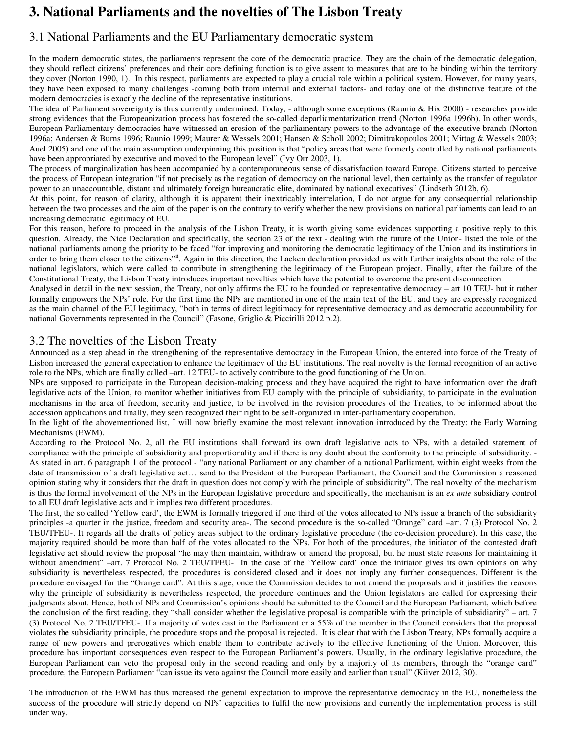# 3. National Parliaments and the novelties of The Lisbon Treaty

## 3.1 National Parliaments and the EU Parliamentary democratic system

In the modern democratic states, the parliaments represent the core of the democratic practice. They are the chain of the democratic delegation, they should reflect citizens' preferences and their core defining function is to give assent to measures that are to be binding within the territory they cover (Norton 1990, 1). In this respect, parliaments are expected to play a crucial role within a political system. However, for many years, they have been exposed to many challenges -coming both from internal and external factors- and today one of the distinctive feature of the modern democracies is exactly the decline of the representative institutions.

The idea of Parliament sovereignty is thus currently undermined. Today, - although some exceptions (Raunio & Hix 2000) - researches provide strong evidences that the Europeanization process has fostered the so-called deparliamentarization trend (Norton 1996a 1996b). In other words, European Parliamentary democracies have witnessed an erosion of the parliamentary powers to the advantage of the executive branch (Norton 1996a; Andersen & Burns 1996; Raunio 1999; Maurer & Wessels 2001; Hansen & Scholl 2002; Dimitrakopoulos 2001; Mittag & Wessels 2003; Auel 2005) and one of the main assumption underpinning this position is that "policy areas that were formerly controlled by national parliaments have been appropriated by executive and moved to the European level" (Ivy Orr 2003, 1).

The process of marginalization has been accompanied by a contemporaneous sense of dissatisfaction toward Europe. Citizens started to perceive the process of European integration "if not precisely as the negation of democracy on the national level, then certainly as the transfer of regulator power to an unaccountable, distant and ultimately foreign bureaucratic elite, dominated by national executives" (Lindseth 2012b, 6).

At this point, for reason of clarity, although it is apparent their inextricably interrelation, I do not argue for any consequential relationship between the two processes and the aim of the paper is on the contrary to verify whether the new provisions on national parliaments can lead to an increasing democratic legitimacy of EU.

For this reason, before to proceed in the analysis of the Lisbon Treaty, it is worth giving some evidences supporting a positive reply to this question. Already, the Nice Declaration and specifically, the section 23 of the text - dealing with the future of the Union- listed the role of the national parliaments among the priority to be faced "for improving and monitoring the democratic legitimacy of the Union and its institutions in order to bring them closer to the citizens"[ii]. Again in this direction, the Laeken declaration provided us with further insights about the role of the national legislators, which were called to contribute in strengthening the legitimacy of the European project. Finally, after the failure of the Constitutional Treaty, the Lisbon Treaty introduces important novelties which have the potential to overcome the present disconnection.

Analysed in detail in the next session, the Treaty, not only affirms the EU to be founded on representative democracy – art 10 TEU- but it rather formally empowers the NPs' role. For the first time the NPs are mentioned in one of the main text of the EU, and they are expressly recognized as the main channel of the EU legitimacy, "both in terms of direct legitimacy for representative democracy and as democratic accountability for national Governments represented in the Council" (Fasone, Griglio & Piccirilli 2012 p.2).

## 3.2 The novelties of the Lisbon Treaty

Announced as a step ahead in the strengthening of the representative democracy in the European Union, the entered into force of the Treaty of Lisbon increased the general expectation to enhance the legitimacy of the EU institutions. The real novelty is the formal recognition of an active role to the NPs, which are finally called –art. 12 TEU- to actively contribute to the good functioning of the Union.

NPs are supposed to participate in the European decision-making process and they have acquired the right to have information over the draft legislative acts of the Union, to monitor whether initiatives from EU comply with the principle of subsidiarity, to participate in the evaluation mechanisms in the area of freedom, security and justice, to be involved in the revision procedures of the Treaties, to be informed about the accession applications and finally, they seen recognized their right to be self-organized in inter-parliamentary cooperation.

In the light of the abovementioned list, I will now briefly examine the most relevant innovation introduced by the Treaty: the Early Warning Mechanisms (EWM).

According to the Protocol No. 2, all the EU institutions shall forward its own draft legislative acts to NPs, with a detailed statement of compliance with the principle of subsidiarity and proportionality and if there is any doubt about the conformity to the principle of subsidiarity. - As stated in art. 6 paragraph 1 of the protocol - "any national Parliament or any chamber of a national Parliament, within eight weeks from the date of transmission of a draft legislative act… send to the President of the European Parliament, the Council and the Commission a reasoned opinion stating why it considers that the draft in question does not comply with the principle of subsidiarity". The real novelty of the mechanism is thus the formal involvement of the NPs in the European legislative procedure and specifically, the mechanism is an *ex ante* subsidiary control to all EU draft legislative acts and it implies two different procedures.

The first, the so called 'Yellow card', the EWM is formally triggered if one third of the votes allocated to NPs issue a branch of the subsidiarity principles -a quarter in the justice, freedom and security area-. The second procedure is the so-called "Orange" card –art. 7 (3) Protocol No. 2 TEU/TFEU-. It regards all the drafts of policy areas subject to the ordinary legislative procedure (the co-decision procedure). In this case, the majority required should be more than half of the votes allocated to the NPs. For both of the procedures, the initiator of the contested draft legislative act should review the proposal "he may then maintain, withdraw or amend the proposal, but he must state reasons for maintaining it without amendment" –art. 7 Protocol No. 2 TEU/TFEU- In the case of the 'Yellow card' once the initiator gives its own opinions on why subsidiarity is nevertheless respected, the procedures is considered closed and it does not imply any further consequences. Different is the procedure envisaged for the "Orange card". At this stage, once the Commission decides to not amend the proposals and it justifies the reasons why the principle of subsidiarity is nevertheless respected, the procedure continues and the Union legislators are called for expressing their judgments about. Hence, both of NPs and Commission's opinions should be submitted to the Council and the European Parliament, which before the conclusion of the first reading, they "shall consider whether the legislative proposal is compatible with the principle of subsidiarity" – art. 7 (3) Protocol No. 2 TEU/TFEU-. If a majority of votes cast in the Parliament or a 55% of the member in the Council considers that the proposal violates the subsidiarity principle, the procedure stops and the proposal is rejected. It is clear that with the Lisbon Treaty, NPs formally acquire a range of new powers and prerogatives which enable them to contribute actively to the effective functioning of the Union. Moreover, this procedure has important consequences even respect to the European Parliament's powers. Usually, in the ordinary legislative procedure, the European Parliament can veto the proposal only in the second reading and only by a majority of its members, through the "orange card" procedure, the European Parliament "can issue its veto against the Council more easily and earlier than usual" (Kiiver 2012, 30).

The introduction of the EWM has thus increased the general expectation to improve the representative democracy in the EU, nonetheless the success of the procedure will strictly depend on NPs' capacities to fulfil the new provisions and currently the implementation process is still under way.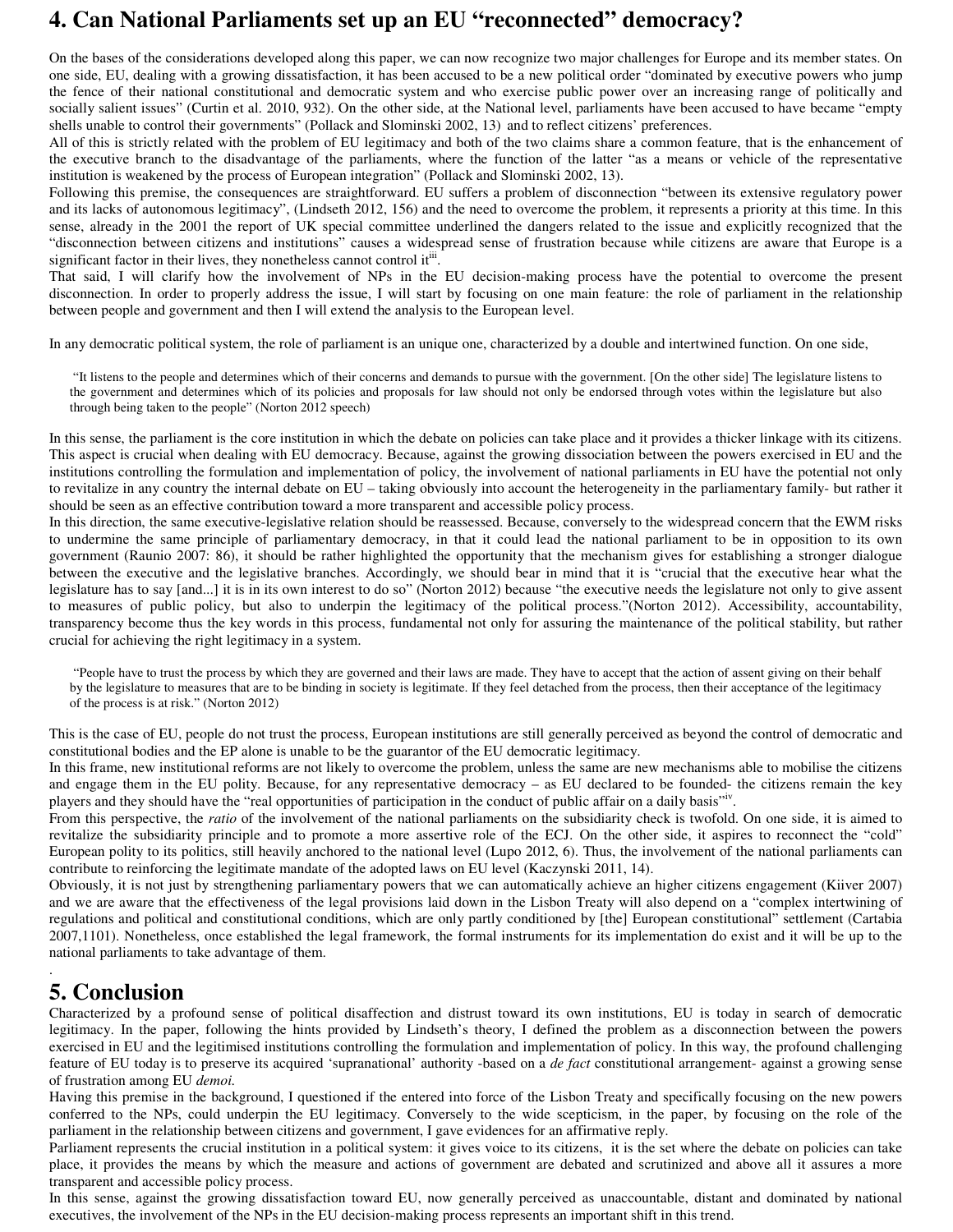## 4. Can National Parliaments set up an EU "reconnected" democracy?

On the bases of the considerations developed along this paper, we can now recognize two major challenges for Europe and its member states. On one side, EU, dealing with a growing dissatisfaction, it has been accused to be a new political order "dominated by executive powers who jump the fence of their national constitutional and democratic system and who exercise public power over an increasing range of politically and socially salient issues" (Curtin et al. 2010, 932). On the other side, at the National level, parliaments have been accused to have became "empty shells unable to control their governments" (Pollack and Slominski 2002, 13) and to reflect citizens' preferences.
All of this is strictly related with the problem of EU legitimacy and both of the two claims share a common feature, that is the enhancement of the executive branch to the disadvantage of the parliaments, where the function of the latter "as a means or vehicle of the representative institution is weakened by the process of European integration" (Pollack and Slominski 2002, 13).
Following this premise, the consequences are straightforward. EU suffers a problem of disconnection "between its extensive regulatory power and its lacks of autonomous legitimacy", (Lindseth 2012, 156) and the need to overcome the problem, it represents a priority at this time. In this sense, already in the 2001 the report of UK special committee underlined the dangers related to the issue and explicitly recognized that the "disconnection between citizens and institutions" causes a widespread sense of frustration because while citizens are aware that Europe is a significant factor in their lives, they nonetheless cannot control it[iii].
That said, I will clarify how the involvement of NPs in the EU decision-making process have the potential to overcome the present disconnection. In order to properly address the issue, I will start by focusing on one main feature: the role of parliament in the relationship between people and government and then I will extend the analysis to the European level.

In any democratic political system, the role of parliament is an unique one, characterized by a double and intertwined function. On one side,

> "It listens to the people and determines which of their concerns and demands to pursue with the government. [On the other side] The legislature listens to the government and determines which of its policies and proposals for law should not only be endorsed through votes within the legislature but also through being taken to the people" (Norton 2012 speech)

In this sense, the parliament is the core institution in which the debate on policies can take place and it provides a thicker linkage with its citizens. This aspect is crucial when dealing with EU democracy. Because, against the growing dissociation between the powers exercised in EU and the institutions controlling the formulation and implementation of policy, the involvement of national parliaments in EU have the potential not only to revitalize in any country the internal debate on EU – taking obviously into account the heterogeneity in the parliamentary family- but rather it should be seen as an effective contribution toward a more transparent and accessible policy process.
In this direction, the same executive-legislative relation should be reassessed. Because, conversely to the widespread concern that the EWM risks to undermine the same principle of parliamentary democracy, in that it could lead the national parliament to be in opposition to its own government (Raunio 2007: 86), it should be rather highlighted the opportunity that the mechanism gives for establishing a stronger dialogue between the executive and the legislative branches. Accordingly, we should bear in mind that it is "crucial that the executive hear what the legislature has to say [and...] it is in its own interest to do so" (Norton 2012) because "the executive needs the legislature not only to give assent to measures of public policy, but also to underpin the legitimacy of the political process."(Norton 2012). Accessibility, accountability, transparency become thus the key words in this process, fundamental not only for assuring the maintenance of the political stability, but rather crucial for achieving the right legitimacy in a system.

> "People have to trust the process by which they are governed and their laws are made. They have to accept that the action of assent giving on their behalf by the legislature to measures that are to be binding in society is legitimate. If they feel detached from the process, then their acceptance of the legitimacy of the process is at risk." (Norton 2012)

This is the case of EU, people do not trust the process, European institutions are still generally perceived as beyond the control of democratic and constitutional bodies and the EP alone is unable to be the guarantor of the EU democratic legitimacy.
In this frame, new institutional reforms are not likely to overcome the problem, unless the same are new mechanisms able to mobilise the citizens and engage them in the EU polity. Because, for any representative democracy – as EU declared to be founded- the citizens remain the key players and they should have the "real opportunities of participation in the conduct of public affair on a daily basis"[iv].
From this perspective, the *ratio* of the involvement of the national parliaments on the subsidiarity check is twofold. On one side, it is aimed to revitalize the subsidiarity principle and to promote a more assertive role of the ECJ. On the other side, it aspires to reconnect the "cold" European polity to its politics, still heavily anchored to the national level (Lupo 2012, 6). Thus, the involvement of the national parliaments can contribute to reinforcing the legitimate mandate of the adopted laws on EU level (Kaczynski 2011, 14).
Obviously, it is not just by strengthening parliamentary powers that we can automatically achieve an higher citizens engagement (Kiiver 2007) and we are aware that the effectiveness of the legal provisions laid down in the Lisbon Treaty will also depend on a "complex intertwining of regulations and political and constitutional conditions, which are only partly conditioned by [the] European constitutional" settlement (Cartabia 2007,1101). Nonetheless, once established the legal framework, the formal instruments for its implementation do exist and it will be up to the national parliaments to take advantage of them.

## 5. Conclusion

Characterized by a profound sense of political disaffection and distrust toward its own institutions, EU is today in search of democratic legitimacy. In the paper, following the hints provided by Lindseth's theory, I defined the problem as a disconnection between the powers exercised in EU and the legitimised institutions controlling the formulation and implementation of policy. In this way, the profound challenging feature of EU today is to preserve its acquired 'supranational' authority -based on a *de fact* constitutional arrangement- against a growing sense of frustration among EU *demoi.*
Having this premise in the background, I questioned if the entered into force of the Lisbon Treaty and specifically focusing on the new powers conferred to the NPs, could underpin the EU legitimacy. Conversely to the wide scepticism, in the paper, by focusing on the role of the parliament in the relationship between citizens and government, I gave evidences for an affirmative reply.
Parliament represents the crucial institution in a political system: it gives voice to its citizens, it is the set where the debate on policies can take place, it provides the means by which the measure and actions of government are debated and scrutinized and above all it assures a more transparent and accessible policy process.
In this sense, against the growing dissatisfaction toward EU, now generally perceived as unaccountable, distant and dominated by national executives, the involvement of the NPs in the EU decision-making process represents an important shift in this trend.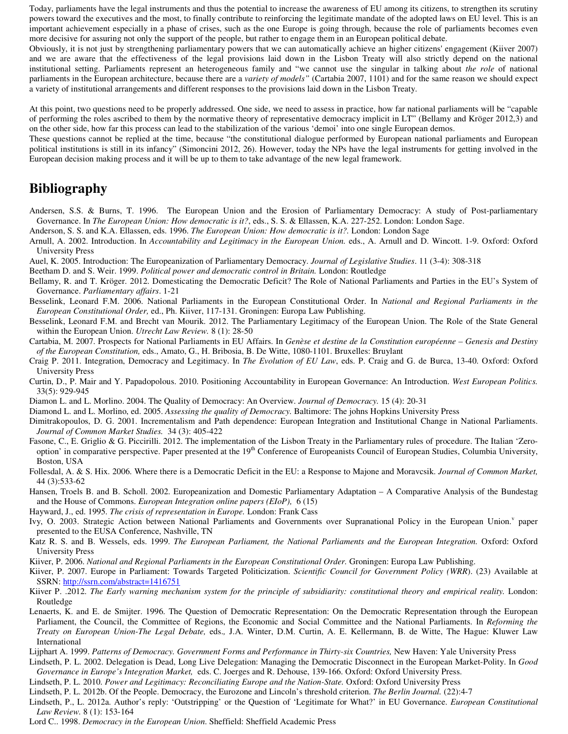Today, parliaments have the legal instruments and thus the potential to increase the awareness of EU among its citizens, to strengthen its scrutiny powers toward the executives and the most, to finally contribute to reinforcing the legitimate mandate of the adopted laws on EU level. This is an important achievement especially in a phase of crises, such as the one Europe is going through, because the role of parliaments becomes even more decisive for assuring not only the support of the people, but rather to engage them in an European political debate.

Obviously, it is not just by strengthening parliamentary powers that we can automatically achieve an higher citizens' engagement (Kiiver 2007) and we are aware that the effectiveness of the legal provisions laid down in the Lisbon Treaty will also strictly depend on the national institutional setting. Parliaments represent an heterogeneous family and "we cannot use the singular in talking about *the role* of national parliaments in the European architecture, because there are a *variety of models"* (Cartabia 2007, 1101) and for the same reason we should expect a variety of institutional arrangements and different responses to the provisions laid down in the Lisbon Treaty.

At this point, two questions need to be properly addressed. One side, we need to assess in practice, how far national parliaments will be "capable of performing the roles ascribed to them by the normative theory of representative democracy implicit in LT" (Bellamy and Kröger 2012,3) and on the other side, how far this process can lead to the stabilization of the various 'demoi' into one single European demos.

These questions cannot be replied at the time, because "the constitutional dialogue performed by European national parliaments and European political institutions is still in its infancy" (Simoncini 2012, 26). However, today the NPs have the legal instruments for getting involved in the European decision making process and it will be up to them to take advantage of the new legal framework.

# Bibliography

Andersen, S.S. & Burns, T. 1996. The European Union and the Erosion of Parliamentary Democracy: A study of Post-parliamentary Governance. In *The European Union: How democratic is it?*, eds., S. S. & Ellassen, K.A. 227-252. London: London Sage.

Anderson, S. S. and K.A. Ellassen, eds. 1996. *The European Union: How democratic is it?*. London: London Sage

Arnull, A. 2002. Introduction. In *Accountability and Legitimacy in the European Union.* eds., A. Arnull and D. Wincott. 1-9. Oxford: Oxford University Press

Auel, K. 2005. Introduction: The Europeanization of Parliamentary Democracy. *Journal of Legislative Studies*. 11 (3-4): 308-318

Beetham D. and S. Weir. 1999. *Political power and democratic control in Britain.* London: Routledge

Bellamy, R. and T. Kröger. 2012. Domesticating the Democratic Deficit? The Role of National Parliaments and Parties in the EU's System of Governance. *Parliamentary affairs*. 1-21

Besselink, Leonard F.M. 2006. National Parliaments in the European Constitutional Order. In *National and Regional Parliaments in the European Constitutional Order,* ed., Ph. Kiiver, 117-131. Groningen: Europa Law Publishing.

Besselink, Leonard F.M. and Brecht van Mourik. 2012. The Parliamentary Legitimacy of the European Union. The Role of the State General within the European Union. *Utrecht Law Review.* 8 (1): 28-50

Cartabia, M. 2007. Prospects for National Parliaments in EU Affairs. In *Genèse et destine de la Constitution européenne – Genesis and Destiny of the European Constitution,* eds., Amato, G., H. Bribosia, B. De Witte, 1080-1101. Bruxelles: Bruylant

Craig P. 2011. Integration, Democracy and Legitimacy. In *The Evolution of EU Law*, eds. P. Craig and G. de Burca, 13-40. Oxford: Oxford University Press

Curtin, D., P. Mair and Y. Papadopolous. 2010. Positioning Accountability in European Governance: An Introduction. *West European Politics.* 33(5): 929-945

Diamon L. and L. Morlino. 2004. The Quality of Democracy: An Overview. *Journal of Democracy.* 15 (4): 20-31

Diamond L. and L. Morlino, ed. 2005. *Assessing the quality of Democracy.* Baltimore: The johns Hopkins University Press

Dimitrakopoulos, D. G. 2001. Incrementalism and Path dependence: European Integration and Institutional Change in National Parliaments. *Journal of Common Market Studies.* 34 (3): 405-422

Fasone, C., E. Griglio & G. Piccirilli. 2012. The implementation of the Lisbon Treaty in the Parliamentary rules of procedure. The Italian 'Zero-option' in comparative perspective. Paper presented at the 19th Conference of Europeanists Council of European Studies, Columbia University, Boston, USA

Follesdal, A. & S. Hix. 2006. Where there is a Democratic Deficit in the EU: a Response to Majone and Moravcsik. *Journal of Common Market,* 44 (3):533-62

Hansen, Troels B. and B. Scholl. 2002. Europeanization and Domestic Parliamentary Adaptation – A Comparative Analysis of the Bundestag and the House of Commons. *European Integration online papers (EIoP),* 6 (15)

Hayward, J., ed. 1995. *The crisis of representation in Europe.* London: Frank Cass

Ivy, O. 2003. Strategic Action between National Parliaments and Governments over Supranational Policy in the European Union.[v] paper presented to the EUSA Conference, Nashville, TN

Katz R. S. and B. Wessels, eds. 1999. *The European Parliament, the National Parliaments and the European Integration.* Oxford: Oxford University Press

Kiiver, P. 2006. *National and Regional Parliaments in the European Constitutional Order.* Groningen: Europa Law Publishing.

Kiiver, P. 2007. Europe in Parliament: Towards Targeted Politicization. *Scientific Council for Government Policy (WRR*). (23) Available at SSRN: http://ssrn.com/abstract=1416751

Kiiver P. .2012. *The Early warning mechanism system for the principle of subsidiarity: constitutional theory and empirical reality.* London: Routledge

Lenaerts, K. and E. de Smijter. 1996. The Question of Democratic Representation: On the Democratic Representation through the European Parliament, the Council, the Committee of Regions, the Economic and Social Committee and the National Parliaments. In *Reforming the Treaty on European Union-The Legal Debate,* eds., J.A. Winter, D.M. Curtin, A. E. Kellermann, B. de Witte, The Hague: Kluwer Law International

Lijphart A. 1999. *Patterns of Democracy. Government Forms and Performance in Thirty-six Countries,* New Haven: Yale University Press

Lindseth, P. L. 2002. Delegation is Dead, Long Live Delegation: Managing the Democratic Disconnect in the European Market-Polity. In *Good Governance in Europe's Integration Market,* eds. C. Joerges and R. Dehouse, 139-166. Oxford: Oxford University Press.

Lindseth, P. L. 2010. *Power and Legitimacy: Reconciliating Europe and the Nation-State.* Oxford: Oxford University Press

Lindseth, P. L. 2012b. Of the People. Democracy, the Eurozone and Lincoln's threshold criterion. *The Berlin Journal.* (22):4-7

Lindseth, P., L. 2012a. Author's reply: 'Outstripping' or the Question of 'Legitimate for What?' in EU Governance. *European Constitutional Law Review.* 8 (1): 153-164

Lord C.. 1998. *Democracy in the European Union.* Sheffield: Sheffield Academic Press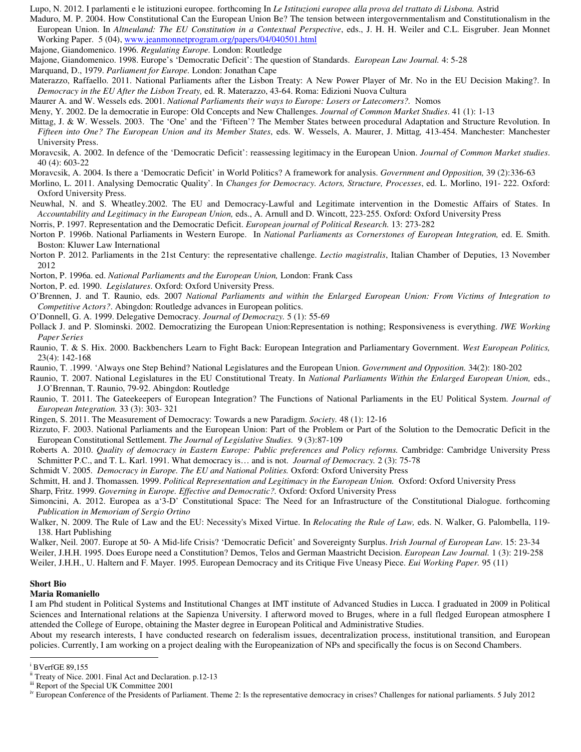Lupo, N. 2012. I parlamenti e le istituzioni europee. forthcoming In *Le Istituzioni europee alla prova del trattato di Lisbona.* Astrid

Maduro, M. P. 2004. How Constitutional Can the European Union Be? The tension between intergovernmentalism and Constitutionalism in the European Union. In *Altneuland: The EU Constitution in a Contextual Perspective*, eds., J. H. H. Weiler and C.L. Eisgruber. Jean Monnet Working Paper. 5 (04), www.jeanmonnetprogram.org/papers/04/040501.html

Majone, Giandomenico. 1996. *Regulating Europe.* London: Routledge

Majone, Giandomenico. 1998. Europe's 'Democratic Deficit': The question of Standards. *European Law Journal.* 4: 5-28

Marquand, D., 1979. *Parliament for Europe.* London: Jonathan Cape

Materazzo, Raffaello. 2011. National Parliaments after the Lisbon Treaty: A New Power Player of Mr. No in the EU Decision Making?. In *Democracy in the EU After the Lisbon Treaty,* ed. R. Materazzo, 43-64. Roma: Edizioni Nuova Cultura

Maurer A. and W. Wessels eds. 2001. *National Parliaments their ways to Europe: Losers or Latecomers?.* Nomos

Meny, Y. 2002. De la democratie in Europe: Old Concepts and New Challenges. *Journal of Common Market Studies*. 41 (1): 1-13

Mittag, J. & W. Wessels. 2003. The 'One' and the 'Fifteen'? The Member States between procedural Adaptation and Structure Revolution. In *Fifteen into One? The European Union and its Member States*, eds. W. Wessels, A. Maurer, J. Mittag*,* 413-454. Manchester: Manchester University Press.

Moravcsik, A. 2002. In defence of the 'Democratic Deficit': reassessing legitimacy in the European Union. *Journal of Common Market studies*. 40 (4): 603-22

Moravcsik, A. 2004. Is there a 'Democratic Deficit' in World Politics? A framework for analysis. *Government and Opposition,* 39 (2):336-63

Morlino, L. 2011. Analysing Democratic Quality'. In *Changes for Democracy. Actors, Structure, Processes*, ed. L. Morlino, 191- 222. Oxford: Oxford University Press.

Neuwhal, N. and S. Wheatley.2002. The EU and Democracy-Lawful and Legitimate intervention in the Domestic Affairs of States. In *Accountability and Legitimacy in the European Union,* eds., A. Arnull and D. Wincott, 223-255. Oxford: Oxford University Press

Norris, P. 1997. Representation and the Democratic Deficit. *European journal of Political Research.* 13: 273-282

Norton P. 1996b. National Parliaments in Western Europe. In *National Parliaments as Cornerstones of European Integration,* ed. E. Smith. Boston: Kluwer Law International

Norton P. 2012. Parliaments in the 21st Century: the representative challenge. *Lectio magistralis*, Italian Chamber of Deputies, 13 November 2012

Norton, P. 1996a. ed. *National Parliaments and the European Union,* London: Frank Cass

Norton, P. ed. 1990. *Legislatures*. Oxford: Oxford University Press.

O'Brennen, J. and T. Raunio, eds. 2007 *National Parliaments and within the Enlarged European Union: From Victims of Integration to Competitive Actors?*. Abingdon: Routledge advances in European politics.

O'Donnell, G. A. 1999. Delegative Democracy. *Journal of Democrazy.* 5 (1): 55-69

Pollack J. and P. Slominski. 2002. Democratizing the European Union:Representation is nothing; Responsiveness is everything. *IWE Working Paper Series*

Raunio, T. & S. Hix. 2000. Backbenchers Learn to Fight Back: European Integration and Parliamentary Government. *West European Politics,* 23(4): 142-168

Raunio, T. .1999. 'Always one Step Behind? National Legislatures and the European Union. *Government and Opposition.* 34(2): 180-202

Raunio, T. 2007. National Legislatures in the EU Constitutional Treaty. In *National Parliaments Within the Enlarged European Union,* eds., J.O'Brennan, T. Raunio, 79-92. Abingdon: Routledge

Raunio, T. 2011. The Gateekeepers of European Integration? The Functions of National Parliaments in the EU Political System. *Journal of European Integration.* 33 (3): 303- 321

Ringen, S. 2011. The Measurement of Democracy: Towards a new Paradigm. *Society.* 48 (1): 12-16

Rizzuto, F. 2003. National Parliaments and the European Union: Part of the Problem or Part of the Solution to the Democratic Deficit in the European Constitutional Settlement. *The Journal of Legislative Studies.* 9 (3):87-109

Roberts A. 2010. *Quality of democracy in Eastern Europe: Public preferences and Policy reforms.* Cambridge: Cambridge University Press

Schmitter P.C., and T. L. Karl. 1991. What democracy is… and is not. *Journal of Democracy.* 2 (3): 75-78

Schmidt V. 2005. *Democracy in Europe. The EU and National Polities.* Oxford: Oxford University Press

Schmitt, H. and J. Thomassen. 1999. *Political Representation and Legitimacy in the European Union.* Oxford: Oxford University Press

Sharp, Fritz. 1999. *Governing in Europe. Effective and Democratic?.* Oxford: Oxford University Press

Simoncini, A. 2012. Europea as a'3-D' Constitutional Space: The Need for an Infrastructure of the Constitutional Dialogue. forthcoming *Publication in Memoriam of Sergio Ortino*

Walker, N. 2009. The Rule of Law and the EU: Necessity's Mixed Virtue. In *Relocating the Rule of Law,* eds. N. Walker, G. Palombella, 119-138. Hart Publishing

Walker, Neil. 2007. Europe at 50- A Mid-life Crisis? 'Democratic Deficit' and Sovereignty Surplus. *Irish Journal of European Law.* 15: 23-34

Weiler, J.H.H. 1995. Does Europe need a Constitution? Demos, Telos and German Maastricht Decision. *European Law Journal.* 1 (3): 219-258

Weiler, J.H.H., U. Haltern and F. Mayer. 1995. European Democracy and its Critique Five Uneasy Piece. *Eui Working Paper.* 95 (11)

**Short Bio**

**Maria Romaniello**

I am Phd student in Political Systems and Institutional Changes at IMT institute of Advanced Studies in Lucca. I graduated in 2009 in Political Sciences and International relations at the Sapienza University. I afterword moved to Bruges, where in a full fledged European atmosphere I attended the College of Europe, obtaining the Master degree in European Political and Administrative Studies.

About my research interests, I have conducted research on federalism issues, decentralization process, institutional transition, and European policies. Currently, I am working on a project dealing with the Europeanization of NPs and specifically the focus is on Second Chambers.

---

[i] BVerfGE 89,155

[ii] Treaty of Nice. 2001. Final Act and Declaration. p.12-13

[iii] Report of the Special UK Committee 2001

[iv] European Conference of the Presidents of Parliament. Theme 2: Is the representative democracy in crises? Challenges for national parliaments. 5 July 2012